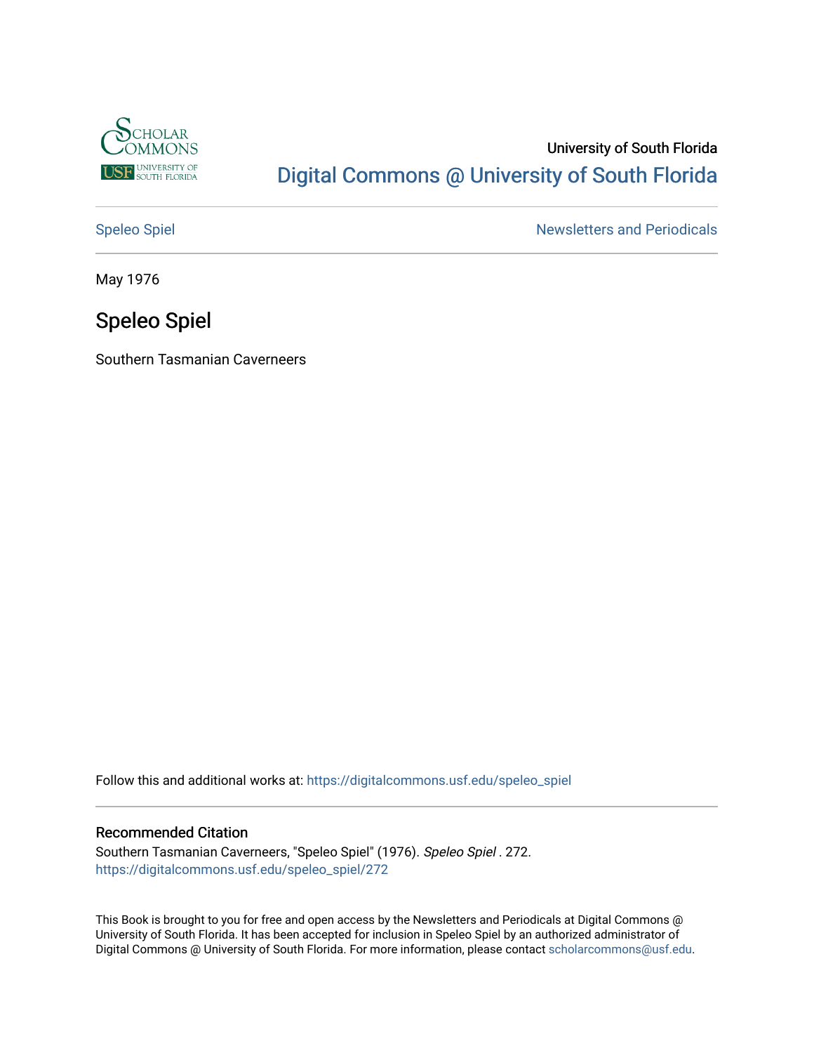University of South Florida

# Digital Commons @ University of South Florida

Speleo Spiel

Newsletters and Periodicals

May 1976

## Speleo Spiel

Southern Tasmanian Caverneers

Follow this and additional works at: https://digitalcommons.usf.edu/speleo_spiel

### Recommended Citation

Southern Tasmanian Caverneers, "Speleo Spiel" (1976). *Speleo Spiel* . 272.
https://digitalcommons.usf.edu/speleo_spiel/272

This Book is brought to you for free and open access by the Newsletters and Periodicals at Digital Commons @ University of South Florida. It has been accepted for inclusion in Speleo Spiel by an authorized administrator of Digital Commons @ University of South Florida. For more information, please contact scholarcommons@usf.edu.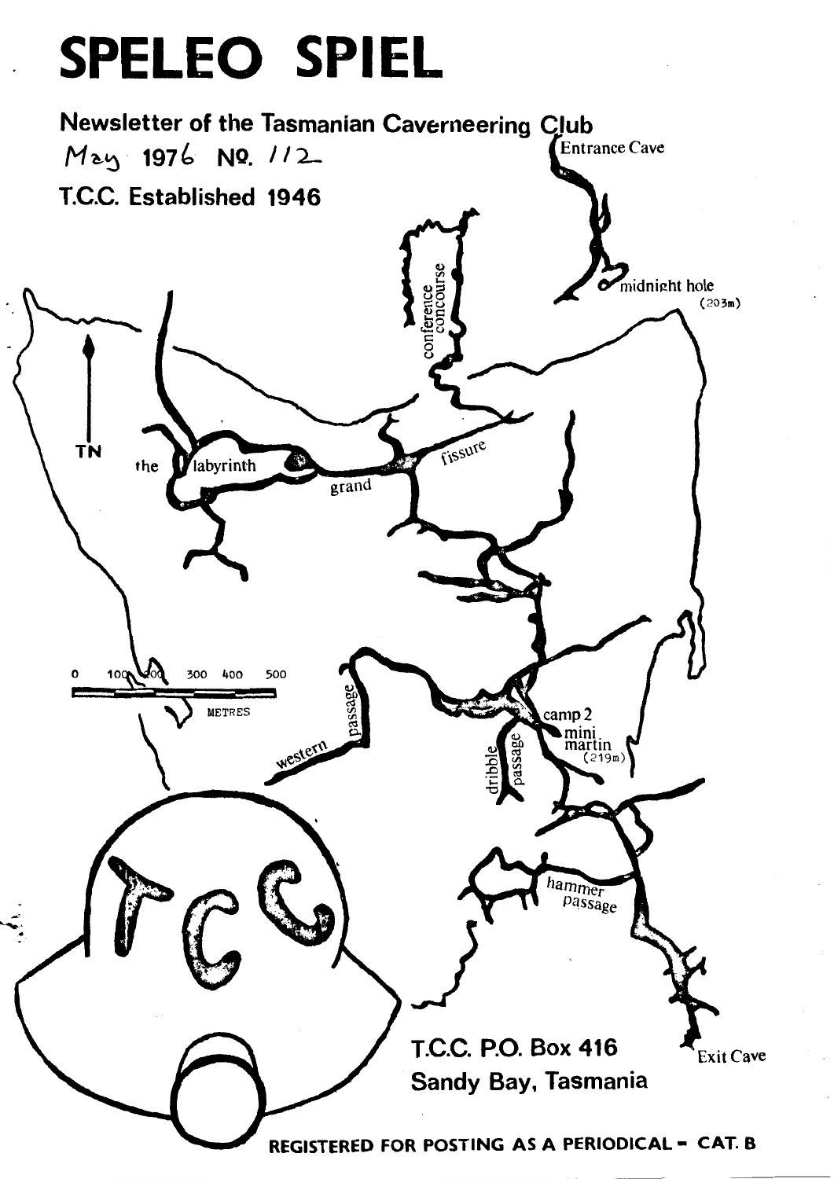# SPELEO SPIEL

**Newsletter of the Tasmanian Caverneering Club**

May 1976 NO. 112

**T.C.C. Established 1946**

Entrance Cave

midnight hole (203m)

conference concourse

the labyrinth

grand fissure

TN

0 100 200 300 400 500

METRES

western passage

camp 2

mini martin (219m)

dribble passage

hammer passage

Exit Cave

TCC

**T.C.C. P.O. Box 416**
**Sandy Bay, Tasmania**

**REGISTERED FOR POSTING AS A PERIODICAL – CAT. B**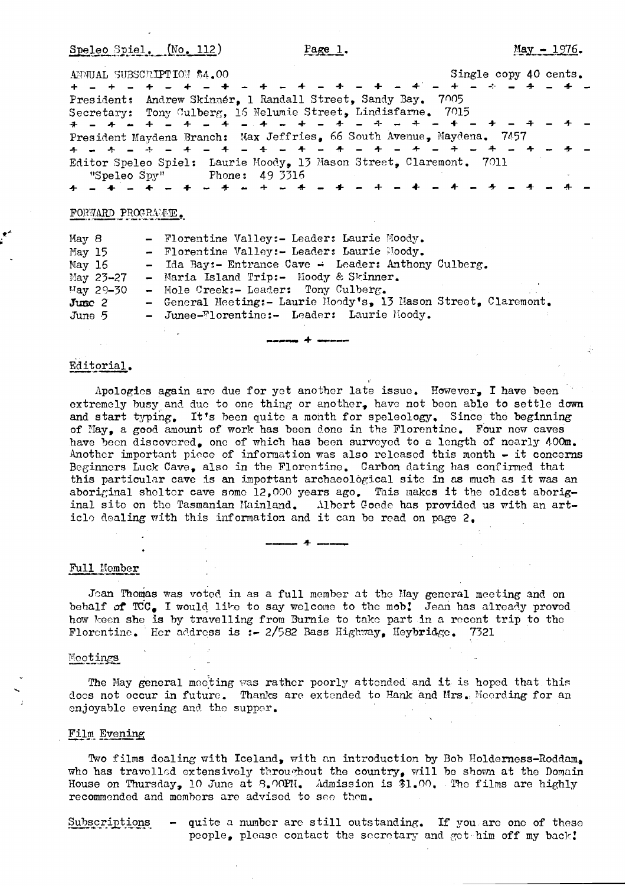Speleo Spiel. (No. 112) Page 1. May - 1976.

ANNUAL SUBSCRIPTION $4.00 Single copy 40 cents.

President: Andrew Skinnér, 1 Randall Street, Sandy Bay. 7005
Secretary: Tony Culberg, 16 Nelumie Street, Lindisfarne. 7015

President Maydena Branch: Max Jeffries, 66 South Avenue, Maydena. 7457

Editor Speleo Spiel: Laurie Moody, 13 Mason Street, Claremont. 7011
"Speleo Spy" Phone: 49 3316

## FORWARD PROGRAMME.

| | |
|---|---|
| May 8 | - Florentine Valley:- Leader: Laurie Moody. |
| May 15 | - Florentine Valley:- Leader: Laurie Moody. |
| May 16 | - Ida Bay:- Entrance Cave - Leader: Anthony Culberg. |
| May 23-27 | - Maria Island Trip:- Moody & Skinner. |
| May 29-30 | - Mole Creek:- Leader: Tony Culberg. |
| June 2 | - General Meeting:- Laurie Moody's, 13 Mason Street, Claremont. |
| June 5 | - Junee-Florentine:- Leader: Laurie Moody. |

---

## Editorial.

Apologies again are due for yet another late issue. However, I have been extremely busy and due to one thing or another, have not been able to settle down and start typing. It's been quite a month for speleology. Since the beginning of May, a good amount of work has been done in the Florentine. Four new caves have been discovered, one of which has been surveyed to a length of nearly 400m. Another important piece of information was also released this month - it concerns Beginners Luck Cave, also in the Florentine. Carbon dating has confirmed that this particular cave is an important archaeological site in as much as it was an aboriginal shelter cave some 12,000 years ago. This makes it the oldest aboriginal site on the Tasmanian Mainland. Albert Goede has provided us with an article dealing with this information and it can be read on page 2.

---

## Full Member

Jean Thomas was voted in as a full member at the May general meeting and on behalf of TCC, I would like to say welcome to the mob! Jean has already proved how keen she is by travelling from Burnie to take part in a recent trip to the Florentine. Her address is :- 2/582 Bass Highway, Heybridge. 7321

## Meetings

The May general meeting was rather poorly attended and it is hoped that this does not occur in future. Thanks are extended to Hank and Mrs. Meerding for an enjoyable evening and the supper.

## Film Evening

Two films dealing with Iceland, with an introduction by Bob Holderness-Roddam, who has travelled extensively throughout the country, will be shown at the Domain House on Thursday, 10 June at 8.00PM. Admission is $1.00. The films are highly recommended and members are advised to see them.

Subscriptions - quite a number are still outstanding. If you are one of these people, please contact the secretary and get him off my back!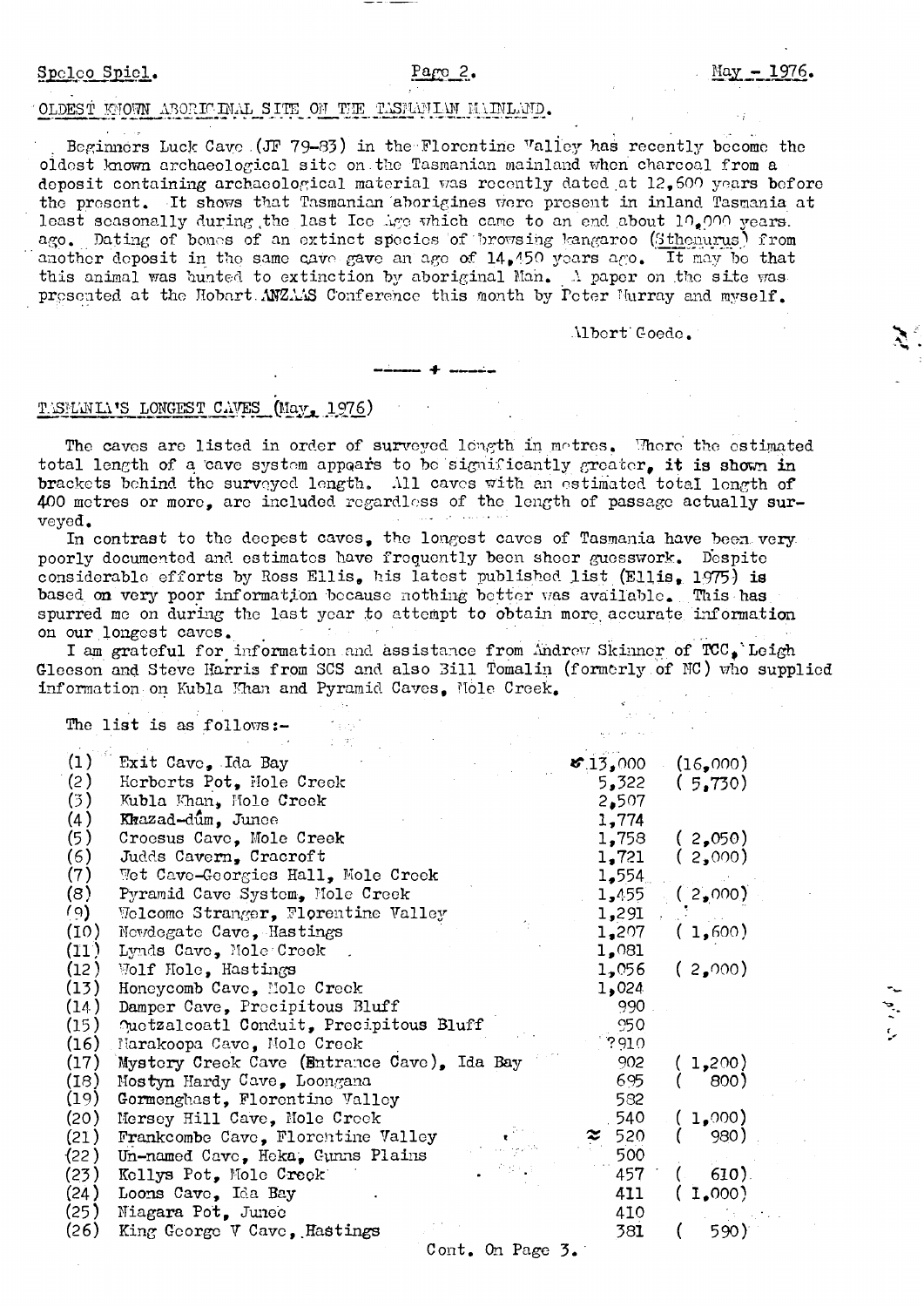## OLDEST KNOWN ABORIGINAL SITE ON THE TASMANIAN MAINLAND.

Beginners Luck Cave (JF 79-83) in the Florentine Valley has recently become the oldest known archaeological site on the Tasmanian mainland when charcoal from a deposit containing archaeological material was recently dated at 12,600 years before the present. It shows that Tasmanian aborigines were present in inland Tasmania at least seasonally during the last Ice Age which came to an end about 10,000 years ago. Dating of bones of an extinct species of browsing kangaroo (Sthenurus) from another deposit in the same cave gave an age of 14,450 years ago. It may be that this animal was hunted to extinction by aboriginal Man. A paper on the site was presented at the Hobart ANZAAS Conference this month by Peter Murray and myself.

Albert Goede.

---

## TASMANIA'S LONGEST CAVES (May, 1976)

The caves are listed in order of surveyed length in metres. Where the estimated total length of a cave system appears to be significantly greater, it is shown in brackets behind the surveyed length. All caves with an estimated total length of 400 metres or more, are included regardless of the length of passage actually surveyed.

In contrast to the deepest caves, the longest caves of Tasmania have been very poorly documented and estimates have frequently been sheer guesswork. Despite considerable efforts by Ross Ellis, his latest published list (Ellis, 1975) is based on very poor information because nothing better was available. This has spurred me on during the last year to attempt to obtain more accurate information on our longest caves.

I am grateful for information and assistance from Andrew Skinner of TCC, Leigh Gleeson and Steve Harris from SCS and also Bill Tomalin (formerly of NC) who supplied information on Kubla Khan and Pyramid Caves, Mole Creek.

The list is as follows:-

| No. | Cave | Surveyed length | Estimated total |
|---|---|---|---|
| (1) | Exit Cave, Ida Bay | ✓13,000 | (16,000) |
| (2) | Herberts Pot, Mole Creek | 5,322 | (5,730) |
| (3) | Kubla Khan, Mole Creek | 2,507 | |
| (4) | Khazad-dûm, Junee | 1,774 | |
| (5) | Croesus Cave, Mole Creek | 1,758 | (2,050) |
| (6) | Judds Cavern, Cracroft | 1,721 | (2,000) |
| (7) | Wet Cave-Georgies Hall, Mole Creek | 1,554 | |
| (8) | Pyramid Cave System, Mole Creek | 1,455 | (2,000) |
| (9) | Welcome Stranger, Florentine Valley | 1,291 | |
| (10) | Newdegate Cave, Hastings | 1,207 | (1,600) |
| (11) | Lynds Cave, Mole Creek | 1,081 | |
| (12) | Wolf Hole, Hastings | 1,056 | (2,000) |
| (13) | Honeycomb Cave, Mole Creek | 1,024 | |
| (14) | Damper Cave, Precipitous Bluff | 990 | |
| (15) | Quetzalcoatl Conduit, Precipitous Bluff | 950 | |
| (16) | Marakoopa Cave, Mole Creek | ?910 | |
| (17) | Mystery Creek Cave (Entrance Cave), Ida Bay | 902 | (1,200) |
| (18) | Mostyn Hardy Cave, Loongana | 695 | (800) |
| (19) | Gormenghast, Florentine Valley | 582 | |
| (20) | Mersey Hill Cave, Mole Creek | 540 | (1,000) |
| (21) | Frankcombe Cave, Florentine Valley | ≈ 520 | (980) |
| (22) | Un-named Cave, Heka, Gunns Plains | 500 | |
| (23) | Kellys Pot, Mole Creek | 457 | (610) |
| (24) | Loons Cave, Ida Bay | 411 | (1,000) |
| (25) | Niagara Pot, Junee | 410 | |
| (26) | King George V Cave, Hastings | 381 | (590) |

Cont. On Page 3.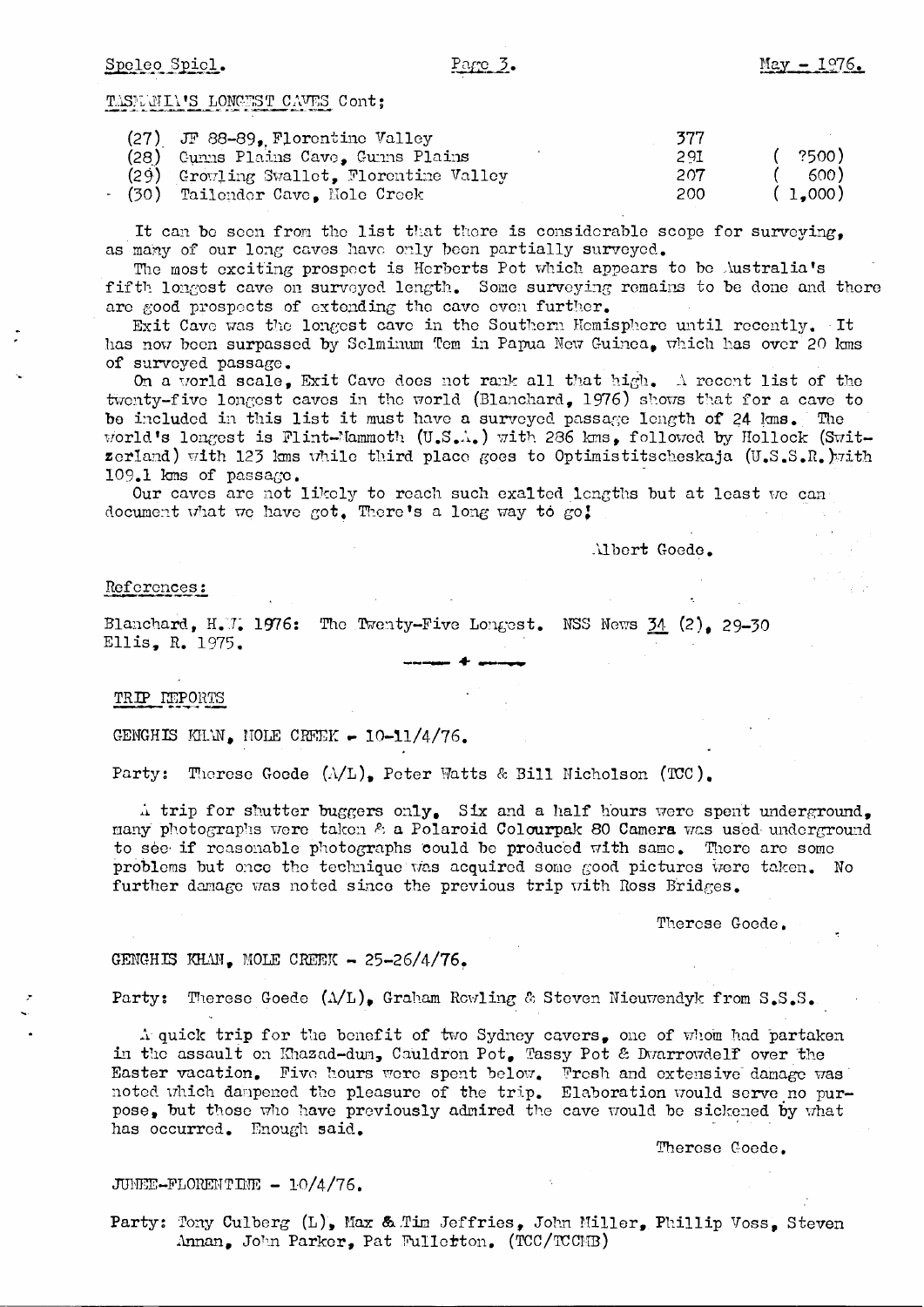TASMANIA'S LONGEST CAVES Cont;

| | | | |
|---|---|---|---|
| (27) | JF 88-89, Florentine Valley | 377 | |
| (28) | Gunns Plains Cave, Gunns Plains | 291 | ( ?500) |
| (29) | Growling Swallet, Florentine Valley | 207 | ( 600) |
| (30) | Tailender Cave, Mole Creek | 200 | ( 1,000) |

It can be seen from the list that there is considerable scope for surveying, as many of our long caves have only been partially surveyed.

The most exciting prospect is Herberts Pot which appears to be Australia's fifth longest cave on surveyed length. Some surveying remains to be done and there are good prospects of extending the cave even further.

Exit Cave was the longest cave in the Southern Hemisphere until recently. It has now been surpassed by Selminum Tem in Papua New Guinea, which has over 20 kms of surveyed passage.

On a world scale, Exit Cave does not rank all that high. A recent list of the twenty-five longest caves in the world (Blanchard, 1976) shows that for a cave to be included in this list it must have a surveyed passage length of 24 kms. The world's longest is Flint-Mammoth (U.S.A.) with 286 kms, followed by Hollock (Switzerland) with 123 kms while third place goes to Optimistitscheskaja (U.S.S.R.) with 109.1 kms of passage.

Our caves are not likely to reach such exalted lengths but at least we can document what we have got. There's a long way to go!

Albert Goede.

## References:

Blanchard, H.W. 1976: The Twenty-Five Longest. NSS News 34 (2), 29-30

Ellis, R. 1975.

---

## TRIP REPORTS

### GENGHIS KHAN, MOLE CREEK - 10-11/4/76.

Party: Therese Goede (A/L), Peter Watts & Bill Nicholson (TCC).

A trip for shutter buggers only. Six and a half hours were spent underground, many photographs were taken & a Polaroid Colourpak 80 Camera was used underground to see if reasonable photographs could be produced with same. There are some problems but once the technique was acquired some good pictures were taken. No further damage was noted since the previous trip with Ross Bridges.

Therese Goede.

### GENGHIS KHAN, MOLE CREEK - 25-26/4/76.

Party: Therese Goede (A/L), Graham Rowling & Steven Nieuwendyk from S.S.S.

A quick trip for the benefit of two Sydney cavers, one of whom had partaken in the assault on Khazad-dum, Cauldron Pot, Tassy Pot & Dwarrowdelf over the Easter vacation. Five hours were spent below. Fresh and extensive damage was noted which dampened the pleasure of the trip. Elaboration would serve no purpose, but those who have previously admired the cave would be sickened by what has occurred. Enough said.

Therese Goede.

### JUNEE-FLORENTINE - 10/4/76.

Party: Tony Culberg (L), Max & Tim Jeffries, John Miller, Phillip Voss, Steven Annan, John Parker, Pat Fullerton. (TCC/TCCHB)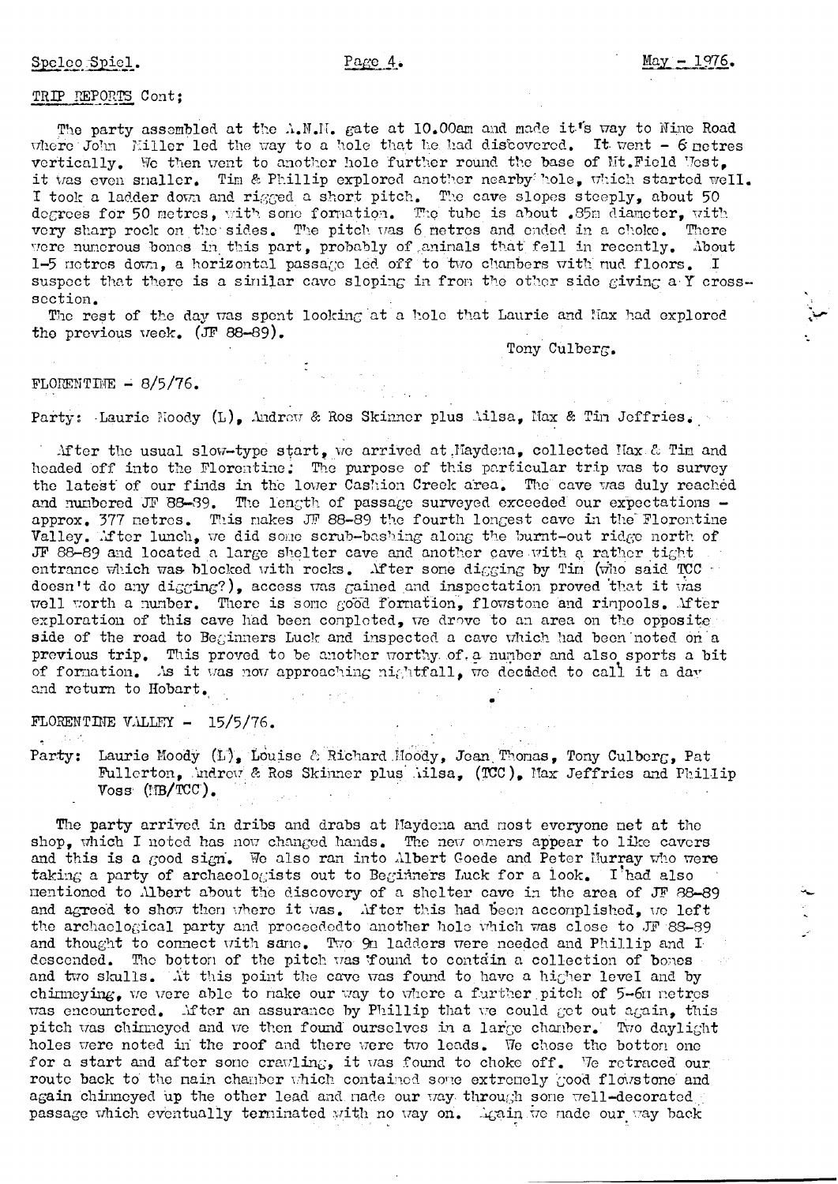TRIP REPORTS Cont;

The party assembled at the A.N.M. gate at 10.00am and made it's way to Nine Road where John Miller led the way to a hole that he had discovered. It went - 6 metres vertically. We then went to another hole further round the base of Mt.Field West, it was even smaller. Tim & Phillip explored another nearby hole, which started well. I took a ladder down and rigged a short pitch. The cave slopes steeply, about 50 degrees for 50 metres, with some formation. The tube is about .85m diameter, with very sharp rock on the sides. The pitch was 6 metres and ended in a choke. There were numerous bones in this part, probably of animals that fell in recently. About 1-5 metres down, a horizontal passage led off to two chambers with mud floors. I suspect that there is a similar cave sloping in from the other side giving a Y cross-section.

The rest of the day was spent looking at a hole that Laurie and Max had explored the previous week. (JF 88-89).

Tony Culberg.

FLORENTINE - 8/5/76.

Party: Laurie Moody (L), Andrew & Ros Skinner plus Ailsa, Max & Tim Jeffries.

After the usual slow-type start, we arrived at Maydena, collected Max & Tim and headed off into the Florentine. The purpose of this particular trip was to survey the latest of our finds in the lower Cashion Creek area. The cave was duly reached and numbered JF 88-89. The length of passage surveyed exceeded our expectations - approx. 377 metres. This makes JF 88-89 the fourth longest cave in the Florentine Valley. After lunch, we did some scrub-bashing along the burnt-out ridge north of JF 88-89 and located a large shelter cave and another cave with a rather tight entrance which was blocked with rocks. After some digging by Tim (who said TCC doesn't do any digging?), access was gained and inspectation proved that it was well worth a number. There is some good formation, flowstone and rimpools. After exploration of this cave had been completed, we drove to an area on the opposite side of the road to Beginners Luck and inspected a cave which had been noted on a previous trip. This proved to be another worthy of a number and also sports a bit of formation. As it was now approaching nightfall, we decided to call it a day and return to Hobart.

FLORENTINE VALLEY - 15/5/76.

Party: Laurie Moody (L), Louise & Richard Moody, Jean Thomas, Tony Culberg, Pat Fullerton, Andrew & Ros Skinner plus Ailsa, (TCC), Max Jeffries and Phillip Voss (MB/TCC).

The party arrived in dribs and drabs at Maydena and most everyone met at the shop, which I noted has now changed hands. The new owners appear to like cavers and this is a good sign. We also ran into Albert Goede and Peter Murray who were taking a party of archaeologists out to Beginners Luck for a look. I had also mentioned to Albert about the discovery of a shelter cave in the area of JF 88-89 and agreed to show them where it was. After this had been accomplished, we left the archaelogical party and proceededto another hole which was close to JF 88-89 and thought to connect with same. Two 9m ladders were needed and Phillip and I descended. The bottom of the pitch was found to contain a collection of bones and two skulls. At this point the cave was found to have a higher level and by chimneying, we were able to make our way to where a further pitch of 5-6m metres was encountered. After an assurance by Phillip that we could get out again, this pitch was chimneyed and we then found ourselves in a large chamber. Two daylight holes were noted in the roof and there were two leads. We chose the bottom one for a start and after some crawling, it was found to choke off. We retraced our route back to the main chamber which contained some extremely good flowstone and again chimneyed up the other lead and made our way through some well-decorated passage which eventually terminated with no way on. Again we made our way back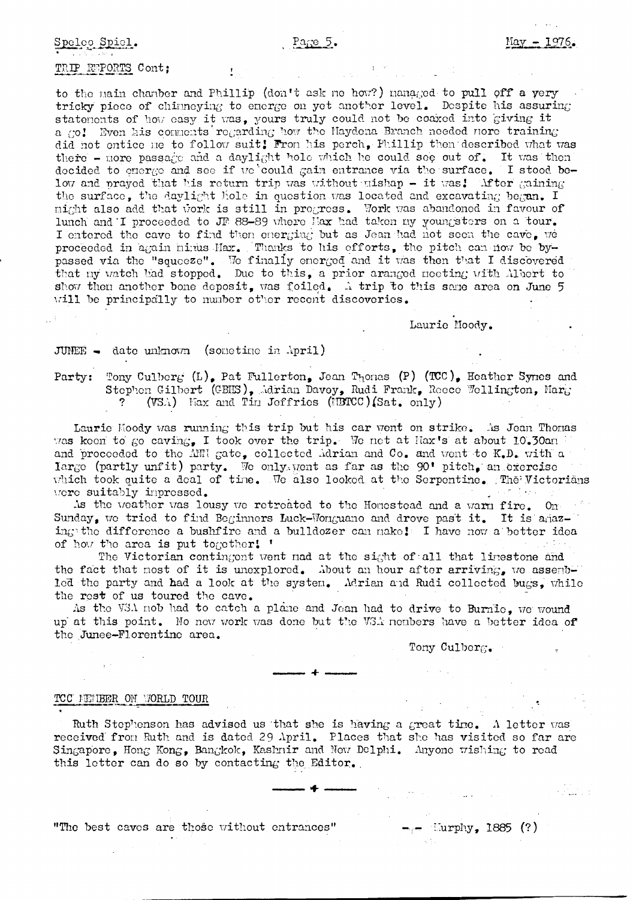TRIP REPORTS Cont;

to the main chamber and Phillip (don't ask me how?) managed to pull off a very tricky piece of chimneying to emerge on yet another level. Despite his assuring statements of how easy it was, yours truly could not be coaxed into giving it a go! Even his comments regarding how the Haydena Branch needed more training did not entice me to follow suit! From his perch, Phillip then described what was there - more passage and a daylight hole which he could see out of. It was then decided to emerge and see if we could gain entrance via the surface. I stood below and prayed that his return trip was without mishap - it was! After gaining the surface, the daylight hole in question was located and excavating began. I might also add that work is still in progress. Work was abandoned in favour of lunch and I proceeded to JF 88-89 where Max had taken my youngsters on a tour. I entered the cave to find them emerging but as Jean had not seen the cave, we proceeded in again minus Max. Thanks to his efforts, the pitch can now be bypassed via the "squeeze". We finally emerged and it was then that I discovered that my watch had stopped. Due to this, a prior arranged meeting with Albert to show them another bone deposit, was foiled. A trip to this same area on June 5 will be principally to number other recent discoveries.

Laurie Moody.

JUNEE - date unknown (sometime in April)

Party: Tony Culberg (L), Pat Fullerton, Jean Thomas (P) (TCC), Heather Symes and Stephen Gilbert (GBHS), Adrian Davey, Rudi Frank, Reece Wellington, Marg ? (VSA) Max and Tim Jeffries (HBTCC)(Sat. only)

Laurie Moody was running this trip but his car went on strike. As Jean Thomas was keen to go caving, I took over the trip. We met at Max's at about 10.30am and proceeded to the ANM gate, collected Adrian and Co. and went to K.D. with a large (partly unfit) party. We only went as far as the 90' pitch, an exercise which took quite a deal of time. We also looked at the Serpentine. The Victorians were suitably impressed.

As the weather was lousy we retreated to the Homestead and a warm fire. On Sunday, we tried to find Beginners Luck-Wonguano and drove past it. It is amazing the difference a bushfire and a bulldozer can make! I have now a better idea of how the area is put together! '

The Victorian contingent went mad at the sight of all that limestone and the fact that most of it is unexplored. About an hour after arriving, we assembled the party and had a look at the system. Adrian and Rudi collected bugs, while the rest of us toured the cave.

As the VSA mob had to catch a plane and Jean had to drive to Burnie, we wound up at this point. No new work was done but the VSA members have a better idea of the Junee-Florentine area.

Tony Culberg.

---

TCC MEMBER ON WORLD TOUR

Ruth Stephenson has advised us that she is having a great time. A letter was received from Ruth and is dated 29 April. Places that she has visited so far are Singapore, Hong Kong, Bangkok, Kashmir and New Delphi. Anyone wishing to read this letter can do so by contacting the Editor.

---

"The best caves are those without entrances" — Murphy, 1885 (?)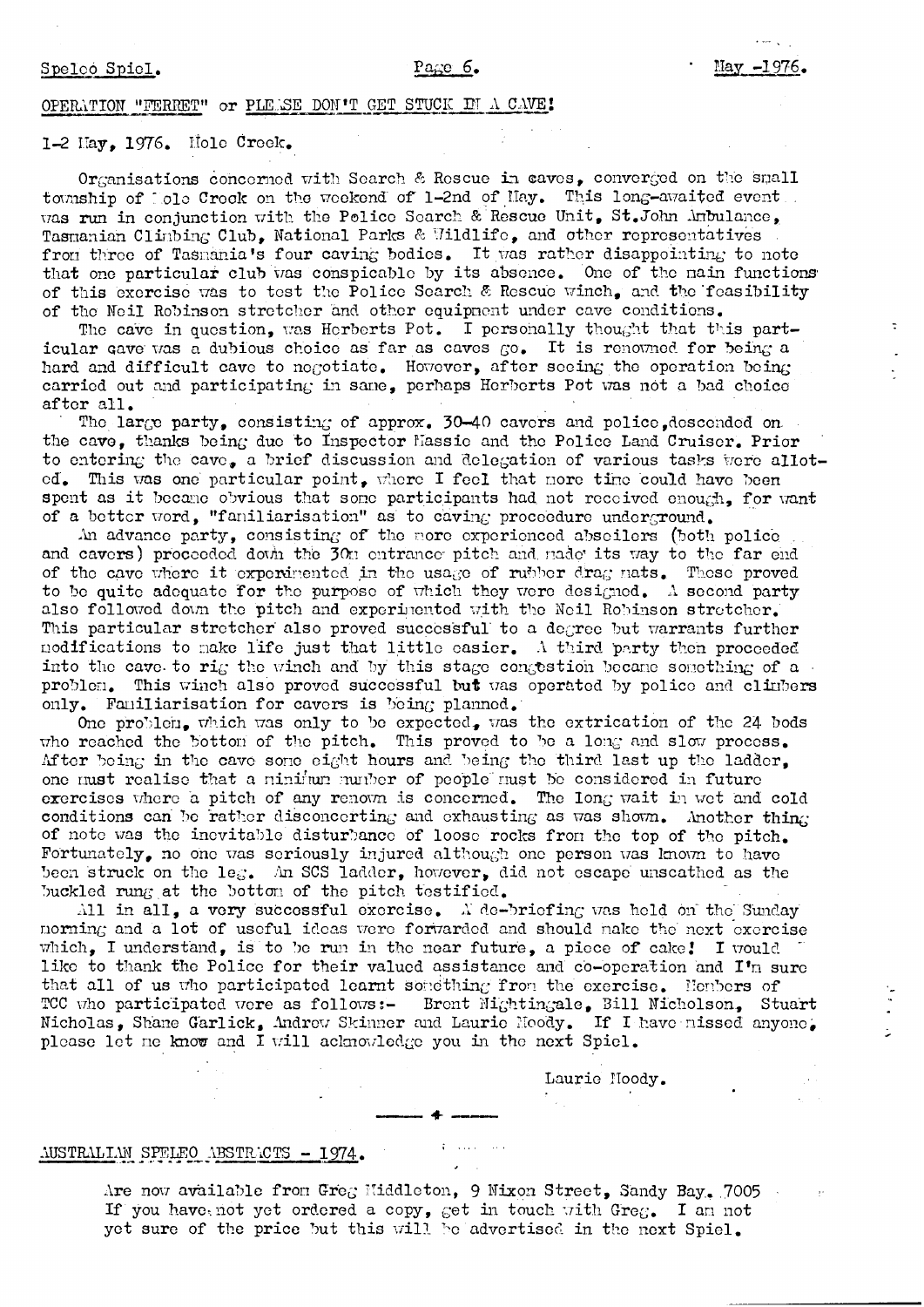## OPERATION "FERRET" or PLEASE DON'T GET STUCK IN A CAVE!

1-2 May, 1976. Mole Creek.

Organisations concerned with Search & Rescue in caves, converged on the small township of Mole Creek on the weekend of 1-2nd of May. This long-awaited event was run in conjunction with the Police Search & Rescue Unit, St.John Ambulance, Tasmanian Climbing Club, National Parks & Wildlife, and other representatives from three of Tasmania's four caving bodies. It was rather disappointing to note that one particular club was conspicable by its absence. One of the main functions of this exercise was to test the Police Search & Rescue winch, and the feasibility of the Neil Robinson stretcher and other equipment under cave conditions.

The cave in question, was Herberts Pot. I personally thought that this particular cave was a dubious choice as far as caves go. It is renowned for being a hard and difficult cave to negotiate. However, after seeing the operation being carried out and participating in same, perhaps Herberts Pot was not a bad choice after all.

The large party, consisting of approx. 30-40 cavers and police, descended on the cave, thanks being due to Inspector Massie and the Police Land Cruiser. Prior to entering the cave, a brief discussion and delegation of various tasks were allotted. This was one particular point, where I feel that more time could have been spent as it became obvious that some participants had not received enough, for want of a better word, "familiarisation" as to caving procedure underground.

An advance party, consisting of the more experienced abseilers (both police and cavers) proceeded down the 30m entrance pitch and made its way to the far end of the cave where it experimented in the usage of rubber drag mats. These proved to be quite adequate for the purpose of which they were designed. A second party also followed down the pitch and experimented with the Neil Robinson stretcher. This particular stretcher also proved successful to a degree but warrants further modifications to make life just that little easier. A third party then proceeded into the cave to rig the winch and by this stage congestion became something of a problem. This winch also proved successful but was operated by police and climbers only. Familiarisation for cavers is being planned.

One problem, which was only to be expected, was the extrication of the 24 bods who reached the bottom of the pitch. This proved to be a long and slow process. After being in the cave some eight hours and being the third last up the ladder, one must realise that a minimum number of people must be considered in future exercises where a pitch of any renown is concerned. The long wait in wet and cold conditions can be rather disconcerting and exhausting as was shown. Another thing of note was the inevitable disturbance of loose rocks from the top of the pitch. Fortunately, no one was seriously injured although one person was known to have been struck on the leg. An SCS ladder, however, did not escape unscathed as the buckled rung at the bottom of the pitch testified.

All in all, a very successful exercise. A de-briefing was held on the Sunday morning and a lot of useful ideas were forwarded and should make the next exercise which, I understand, is to be run in the near future, a piece of cake! I would like to thank the Police for their valued assistance and co-operation and I'm sure that all of us who participated learnt something from the exercise. Members of TCC who participated were as follows:- Brent Nightingale, Bill Nicholson, Stuart Nicholas, Shane Garlick, Andrew Skinner and Laurie Moody. If I have missed anyone, please let me know and I will acknowledge you in the next Spiel.

Laurie Moody.

---

## AUSTRALIAN SPELEO ABSTRACTS - 1974.

Are now available from Greg Middleton, 9 Nixon Street, Sandy Bay. 7005 If you have not yet ordered a copy, get in touch with Greg. I am not yet sure of the price but this will be advertised in the next Spiel.